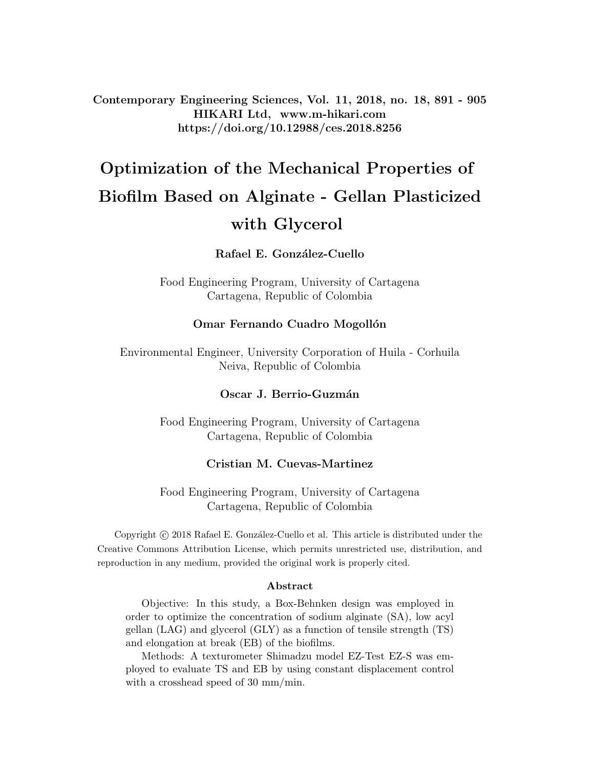# Optimization of the Mechanical Properties of Biofilm Based on Alginate - Gellan Plasticized with Glycerol

**Rafael E. González-Cuello**

Food Engineering Program, University of Cartagena
Cartagena, Republic of Colombia

**Omar Fernando Cuadro Mogollón**

Environmental Engineer, University Corporation of Huila - Corhuila
Neiva, Republic of Colombia

**Oscar J. Berrio-Guzmán**

Food Engineering Program, University of Cartagena
Cartagena, Republic of Colombia

**Cristian M. Cuevas-Martinez**

Food Engineering Program, University of Cartagena
Cartagena, Republic of Colombia

Copyright © 2018 Rafael E. González-Cuello et al. This article is distributed under the Creative Commons Attribution License, which permits unrestricted use, distribution, and reproduction in any medium, provided the original work is properly cited.

## Abstract

Objective: In this study, a Box-Behnken design was employed in order to optimize the concentration of sodium alginate (SA), low acyl gellan (LAG) and glycerol (GLY) as a function of tensile strength (TS) and elongation at break (EB) of the biofilms.

Methods: A texturometer Shimadzu model EZ-Test EZ-S was employed to evaluate TS and EB by using constant displacement control with a crosshead speed of 30 mm/min.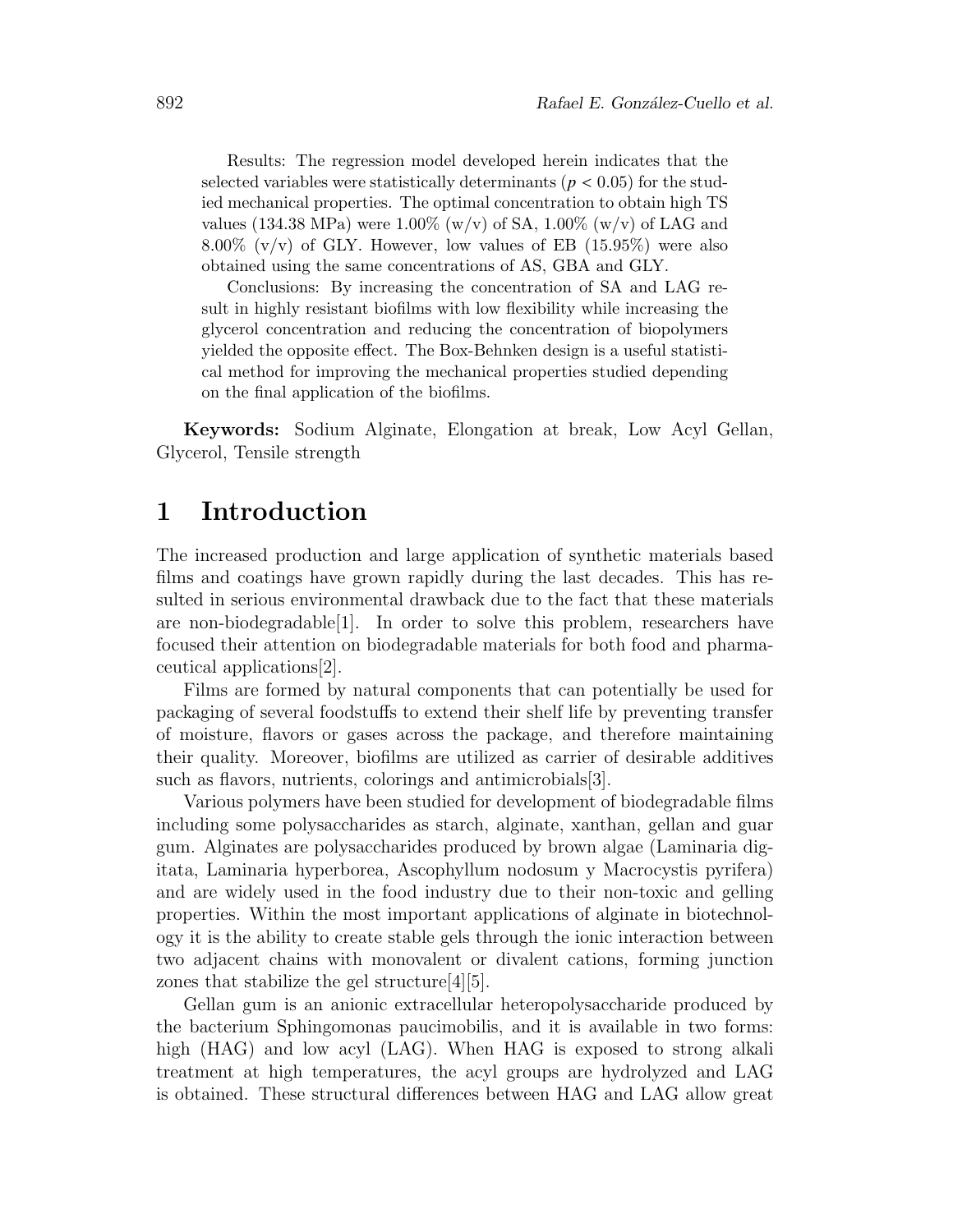Results: The regression model developed herein indicates that the selected variables were statistically determinants ($p < 0.05$) for the studied mechanical properties. The optimal concentration to obtain high TS values (134.38 MPa) were 1.00% (w/v) of SA, 1.00% (w/v) of LAG and 8.00% (v/v) of GLY. However, low values of EB (15.95%) were also obtained using the same concentrations of AS, GBA and GLY.

Conclusions: By increasing the concentration of SA and LAG result in highly resistant biofilms with low flexibility while increasing the glycerol concentration and reducing the concentration of biopolymers yielded the opposite effect. The Box-Behnken design is a useful statistical method for improving the mechanical properties studied depending on the final application of the biofilms.

**Keywords:** Sodium Alginate, Elongation at break, Low Acyl Gellan, Glycerol, Tensile strength

# 1 Introduction

The increased production and large application of synthetic materials based films and coatings have grown rapidly during the last decades. This has resulted in serious environmental drawback due to the fact that these materials are non-biodegradable[1]. In order to solve this problem, researchers have focused their attention on biodegradable materials for both food and pharmaceutical applications[2].

Films are formed by natural components that can potentially be used for packaging of several foodstuffs to extend their shelf life by preventing transfer of moisture, flavors or gases across the package, and therefore maintaining their quality. Moreover, biofilms are utilized as carrier of desirable additives such as flavors, nutrients, colorings and antimicrobials[3].

Various polymers have been studied for development of biodegradable films including some polysaccharides as starch, alginate, xanthan, gellan and guar gum. Alginates are polysaccharides produced by brown algae (Laminaria digitata, Laminaria hyperborea, Ascophyllum nodosum y Macrocystis pyrifera) and are widely used in the food industry due to their non-toxic and gelling properties. Within the most important applications of alginate in biotechnology it is the ability to create stable gels through the ionic interaction between two adjacent chains with monovalent or divalent cations, forming junction zones that stabilize the gel structure[4][5].

Gellan gum is an anionic extracellular heteropolysaccharide produced by the bacterium Sphingomonas paucimobilis, and it is available in two forms: high (HAG) and low acyl (LAG). When HAG is exposed to strong alkali treatment at high temperatures, the acyl groups are hydrolyzed and LAG is obtained. These structural differences between HAG and LAG allow great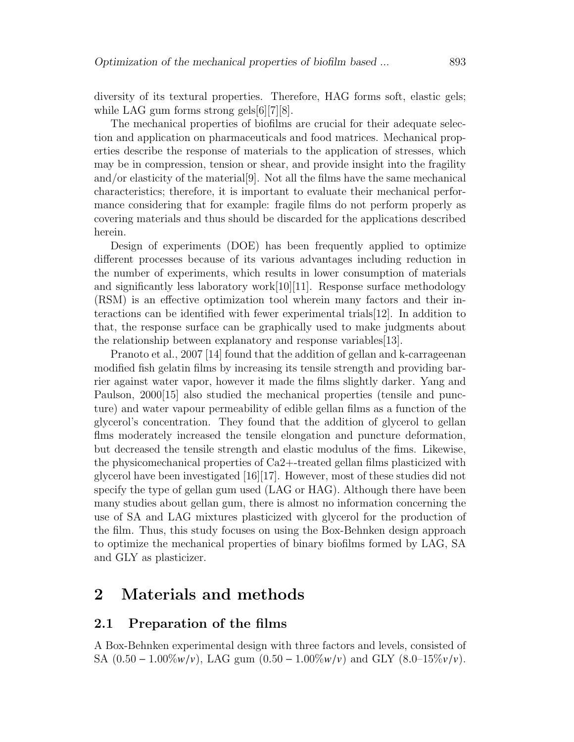diversity of its textural properties. Therefore, HAG forms soft, elastic gels; while LAG gum forms strong gels[6][7][8].

The mechanical properties of biofilms are crucial for their adequate selection and application on pharmaceuticals and food matrices. Mechanical properties describe the response of materials to the application of stresses, which may be in compression, tension or shear, and provide insight into the fragility and/or elasticity of the material[9]. Not all the films have the same mechanical characteristics; therefore, it is important to evaluate their mechanical performance considering that for example: fragile films do not perform properly as covering materials and thus should be discarded for the applications described herein.

Design of experiments (DOE) has been frequently applied to optimize different processes because of its various advantages including reduction in the number of experiments, which results in lower consumption of materials and significantly less laboratory work[10][11]. Response surface methodology (RSM) is an effective optimization tool wherein many factors and their interactions can be identified with fewer experimental trials[12]. In addition to that, the response surface can be graphically used to make judgments about the relationship between explanatory and response variables[13].

Pranoto et al., 2007 [14] found that the addition of gellan and k-carrageenan modified fish gelatin films by increasing its tensile strength and providing barrier against water vapor, however it made the films slightly darker. Yang and Paulson, 2000[15] also studied the mechanical properties (tensile and puncture) and water vapour permeability of edible gellan films as a function of the glycerol's concentration. They found that the addition of glycerol to gellan flms moderately increased the tensile elongation and puncture deformation, but decreased the tensile strength and elastic modulus of the fims. Likewise, the physicomechanical properties of Ca2+-treated gellan films plasticized with glycerol have been investigated [16][17]. However, most of these studies did not specify the type of gellan gum used (LAG or HAG). Although there have been many studies about gellan gum, there is almost no information concerning the use of SA and LAG mixtures plasticized with glycerol for the production of the film. Thus, this study focuses on using the Box-Behnken design approach to optimize the mechanical properties of binary biofilms formed by LAG, SA and GLY as plasticizer.

## 2 Materials and methods

### 2.1 Preparation of the films

A Box-Behnken experimental design with three factors and levels, consisted of SA ($0.50 - 1.00\% w/v$), LAG gum ($0.50 - 1.00\% w/v$) and GLY ($8.0$–$15\% v/v$).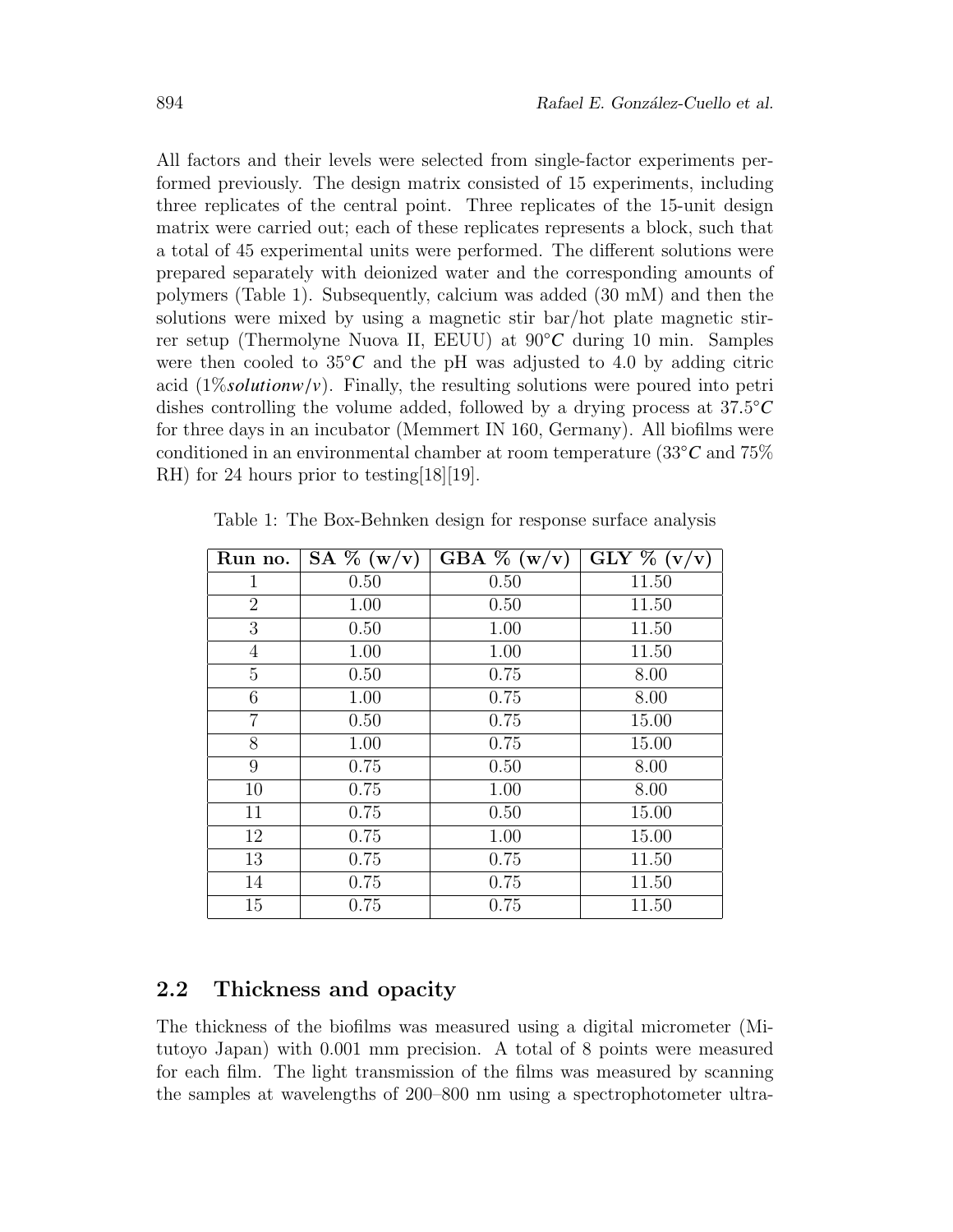All factors and their levels were selected from single-factor experiments performed previously. The design matrix consisted of 15 experiments, including three replicates of the central point. Three replicates of the 15-unit design matrix were carried out; each of these replicates represents a block, such that a total of 45 experimental units were performed. The different solutions were prepared separately with deionized water and the corresponding amounts of polymers (Table 1). Subsequently, calcium was added (30 mM) and then the solutions were mixed by using a magnetic stir bar/hot plate magnetic stirrer setup (Thermolyne Nuova II, EEUU) at 90°*C* during 10 min. Samples were then cooled to 35°*C* and the pH was adjusted to 4.0 by adding citric acid (1%*solutionw/v*). Finally, the resulting solutions were poured into petri dishes controlling the volume added, followed by a drying process at 37.5°*C* for three days in an incubator (Memmert IN 160, Germany). All biofilms were conditioned in an environmental chamber at room temperature (33°*C* and 75% RH) for 24 hours prior to testing[18][19].

Table 1: The Box-Behnken design for response surface analysis

| **Run no.** | **SA % (w/v)** | **GBA % (w/v)** | **GLY % (v/v)** |
|---|---|---|---|
| 1 | 0.50 | 0.50 | 11.50 |
| 2 | 1.00 | 0.50 | 11.50 |
| 3 | 0.50 | 1.00 | 11.50 |
| 4 | 1.00 | 1.00 | 11.50 |
| 5 | 0.50 | 0.75 | 8.00 |
| 6 | 1.00 | 0.75 | 8.00 |
| 7 | 0.50 | 0.75 | 15.00 |
| 8 | 1.00 | 0.75 | 15.00 |
| 9 | 0.75 | 0.50 | 8.00 |
| 10 | 0.75 | 1.00 | 8.00 |
| 11 | 0.75 | 0.50 | 15.00 |
| 12 | 0.75 | 1.00 | 15.00 |
| 13 | 0.75 | 0.75 | 11.50 |
| 14 | 0.75 | 0.75 | 11.50 |
| 15 | 0.75 | 0.75 | 11.50 |

## 2.2 Thickness and opacity

The thickness of the biofilms was measured using a digital micrometer (Mitutoyo Japan) with 0.001 mm precision. A total of 8 points were measured for each film. The light transmission of the films was measured by scanning the samples at wavelengths of 200–800 nm using a spectrophotometer ultra-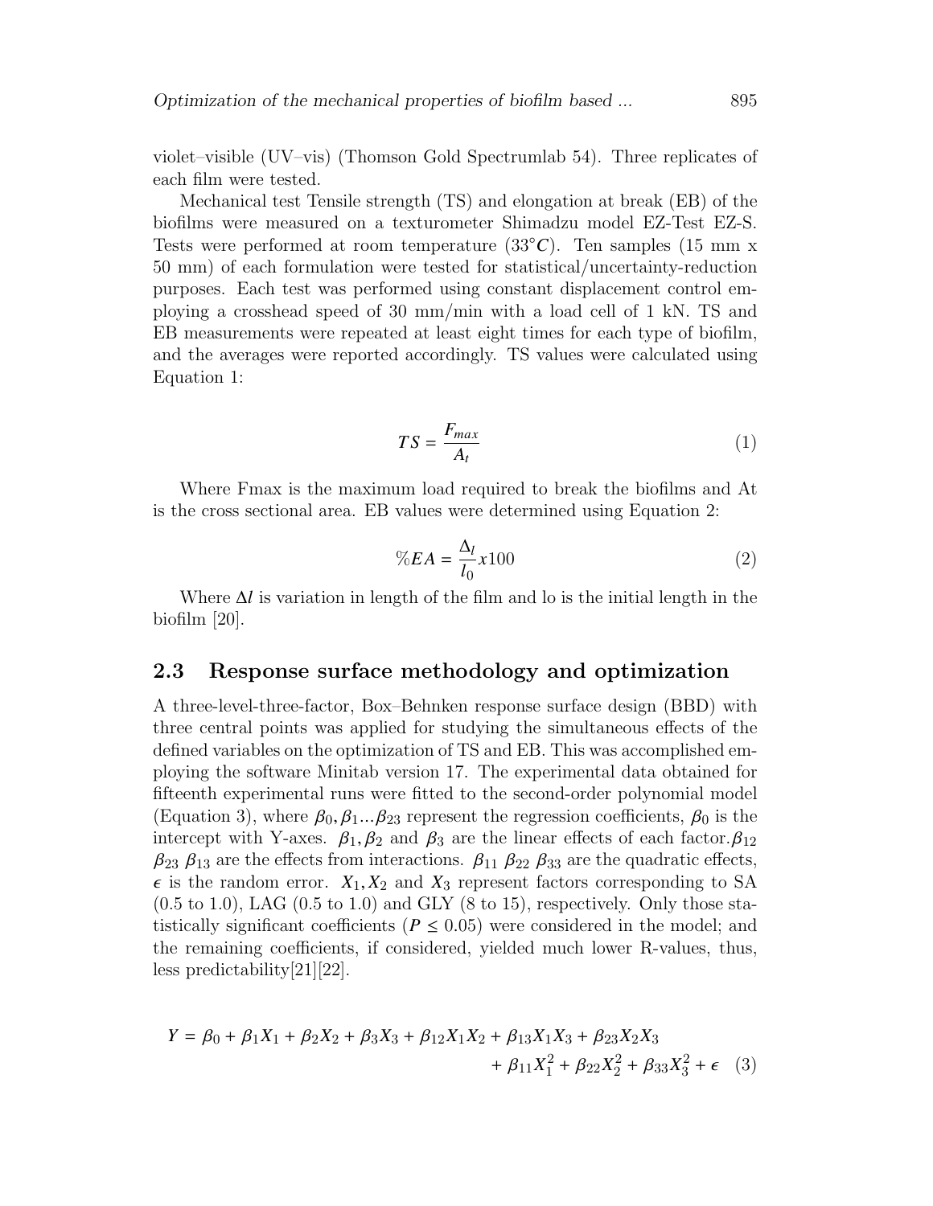violet–visible (UV–vis) (Thomson Gold Spectrumlab 54). Three replicates of each film were tested.

Mechanical test Tensile strength (TS) and elongation at break (EB) of the biofilms were measured on a texturometer Shimadzu model EZ-Test EZ-S. Tests were performed at room temperature ($33°C$). Ten samples (15 mm x 50 mm) of each formulation were tested for statistical/uncertainty-reduction purposes. Each test was performed using constant displacement control employing a crosshead speed of 30 mm/min with a load cell of 1 kN. TS and EB measurements were repeated at least eight times for each type of biofilm, and the averages were reported accordingly. TS values were calculated using Equation 1:

$$TS = \frac{F_{max}}{A_t} \tag{1}$$

Where Fmax is the maximum load required to break the biofilms and At is the cross sectional area. EB values were determined using Equation 2:

$$\%EA = \frac{\Delta_l}{l_0} x100 \tag{2}$$

Where $\Delta l$ is variation in length of the film and lo is the initial length in the biofilm [20].

## 2.3 Response surface methodology and optimization

A three-level-three-factor, Box–Behnken response surface design (BBD) with three central points was applied for studying the simultaneous effects of the defined variables on the optimization of TS and EB. This was accomplished employing the software Minitab version 17. The experimental data obtained for fifteenth experimental runs were fitted to the second-order polynomial model (Equation 3), where $\beta_0, \beta_1 ... \beta_{23}$ represent the regression coefficients, $\beta_0$ is the intercept with Y-axes. $\beta_1, \beta_2$ and $\beta_3$ are the linear effects of each factor. $\beta_{12}$ $\beta_{23}$ $\beta_{13}$ are the effects from interactions. $\beta_{11}$ $\beta_{22}$ $\beta_{33}$ are the quadratic effects, $\epsilon$ is the random error. $X_1, X_2$ and $X_3$ represent factors corresponding to SA (0.5 to 1.0), LAG (0.5 to 1.0) and GLY (8 to 15), respectively. Only those statistically significant coefficients ($P \leq 0.05$) were considered in the model; and the remaining coefficients, if considered, yielded much lower R-values, thus, less predictability[21][22].

$$Y = \beta_0 + \beta_1 X_1 + \beta_2 X_2 + \beta_3 X_3 + \beta_{12} X_1 X_2 + \beta_{13} X_1 X_3 + \beta_{23} X_2 X_3 + \beta_{11} X_1^2 + \beta_{22} X_2^2 + \beta_{33} X_3^2 + \epsilon \tag{3}$$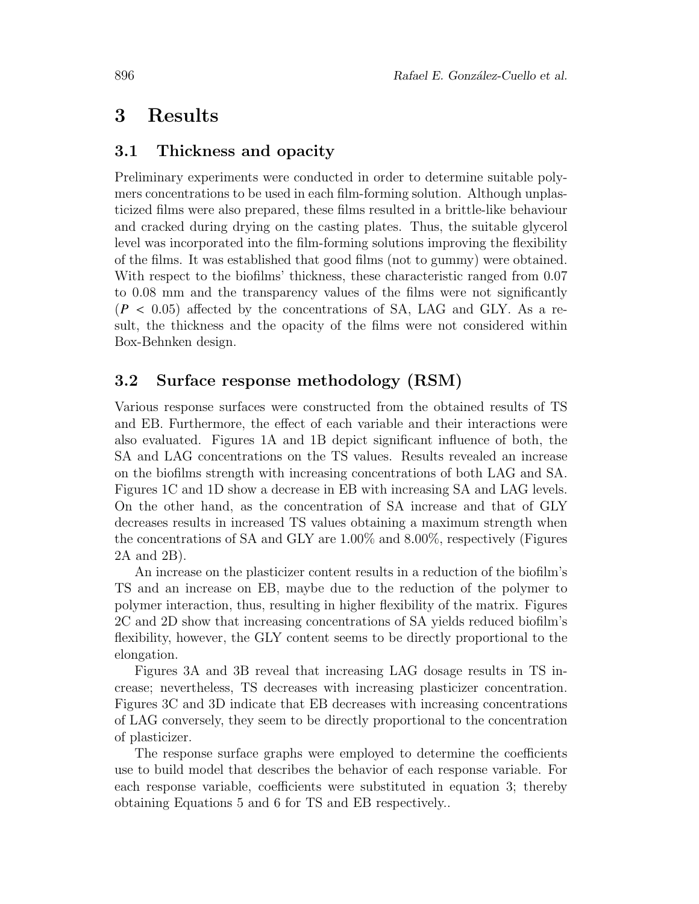# 3 Results

## 3.1 Thickness and opacity

Preliminary experiments were conducted in order to determine suitable polymers concentrations to be used in each film-forming solution. Although unplasticized films were also prepared, these films resulted in a brittle-like behaviour and cracked during drying on the casting plates. Thus, the suitable glycerol level was incorporated into the film-forming solutions improving the flexibility of the films. It was established that good films (not to gummy) were obtained. With respect to the biofilms' thickness, these characteristic ranged from 0.07 to 0.08 mm and the transparency values of the films were not significantly ($P < 0.05$) affected by the concentrations of SA, LAG and GLY. As a result, the thickness and the opacity of the films were not considered within Box-Behnken design.

## 3.2 Surface response methodology (RSM)

Various response surfaces were constructed from the obtained results of TS and EB. Furthermore, the effect of each variable and their interactions were also evaluated. Figures 1A and 1B depict significant influence of both, the SA and LAG concentrations on the TS values. Results revealed an increase on the biofilms strength with increasing concentrations of both LAG and SA. Figures 1C and 1D show a decrease in EB with increasing SA and LAG levels. On the other hand, as the concentration of SA increase and that of GLY decreases results in increased TS values obtaining a maximum strength when the concentrations of SA and GLY are 1.00% and 8.00%, respectively (Figures 2A and 2B).

An increase on the plasticizer content results in a reduction of the biofilm's TS and an increase on EB, maybe due to the reduction of the polymer to polymer interaction, thus, resulting in higher flexibility of the matrix. Figures 2C and 2D show that increasing concentrations of SA yields reduced biofilm's flexibility, however, the GLY content seems to be directly proportional to the elongation.

Figures 3A and 3B reveal that increasing LAG dosage results in TS increase; nevertheless, TS decreases with increasing plasticizer concentration. Figures 3C and 3D indicate that EB decreases with increasing concentrations of LAG conversely, they seem to be directly proportional to the concentration of plasticizer.

The response surface graphs were employed to determine the coefficients use to build model that describes the behavior of each response variable. For each response variable, coefficients were substituted in equation 3; thereby obtaining Equations 5 and 6 for TS and EB respectively..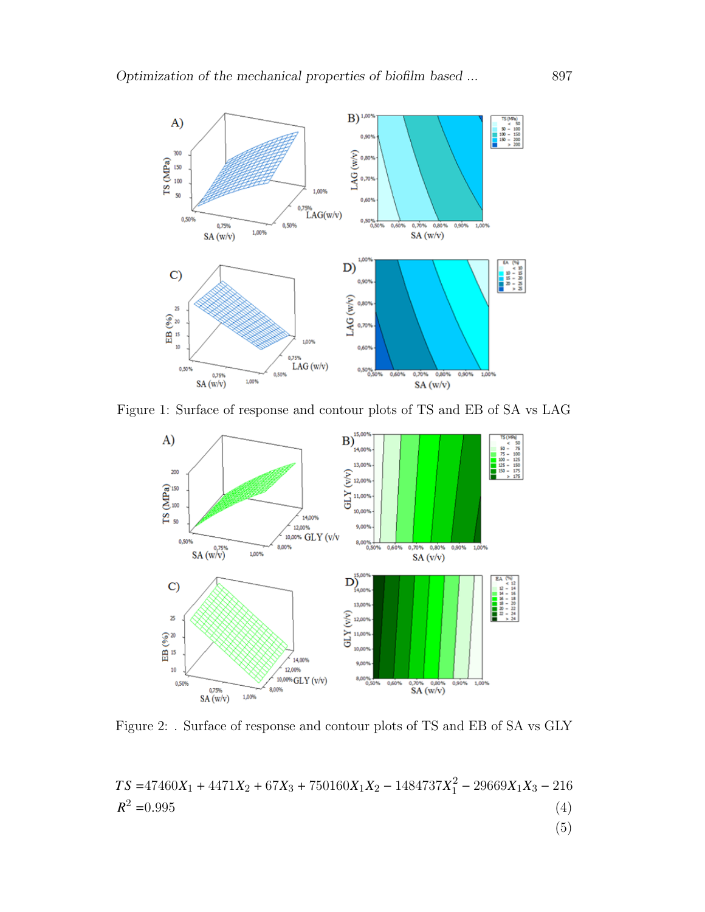Figure 1: Surface of response and contour plots of TS and EB of SA vs LAG

Figure 2: . Surface of response and contour plots of TS and EB of SA vs GLY

$$TS = 47460X_1 + 4471X_2 + 67X_3 + 750160X_1X_2 - 1484737X_1^2 - 29669X_1X_3 - 216$$

$$R^2 = 0.995 \tag{4}$$

$$\tag{5}$$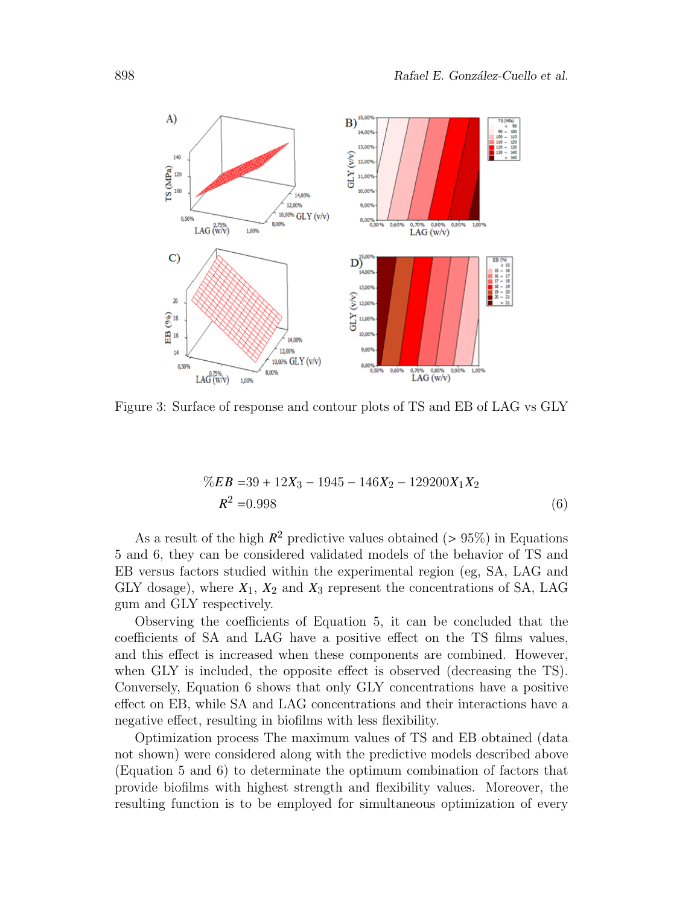Figure 3: Surface of response and contour plots of TS and EB of LAG vs GLY

$$
\begin{aligned}
\%EB =& 39 + 12X_3 - 1945 - 146X_2 - 129200X_1X_2 \\
R^2 =& 0.998
\end{aligned}
\tag{6}
$$

As a result of the high $R^2$ predictive values obtained (> 95%) in Equations 5 and 6, they can be considered validated models of the behavior of TS and EB versus factors studied within the experimental region (eg, SA, LAG and GLY dosage), where $X_1$, $X_2$ and $X_3$ represent the concentrations of SA, LAG gum and GLY respectively.

Observing the coefficients of Equation 5, it can be concluded that the coefficients of SA and LAG have a positive effect on the TS films values, and this effect is increased when these components are combined. However, when GLY is included, the opposite effect is observed (decreasing the TS). Conversely, Equation 6 shows that only GLY concentrations have a positive effect on EB, while SA and LAG concentrations and their interactions have a negative effect, resulting in biofilms with less flexibility.

Optimization process The maximum values of TS and EB obtained (data not shown) were considered along with the predictive models described above (Equation 5 and 6) to determinate the optimum combination of factors that provide biofilms with highest strength and flexibility values. Moreover, the resulting function is to be employed for simultaneous optimization of every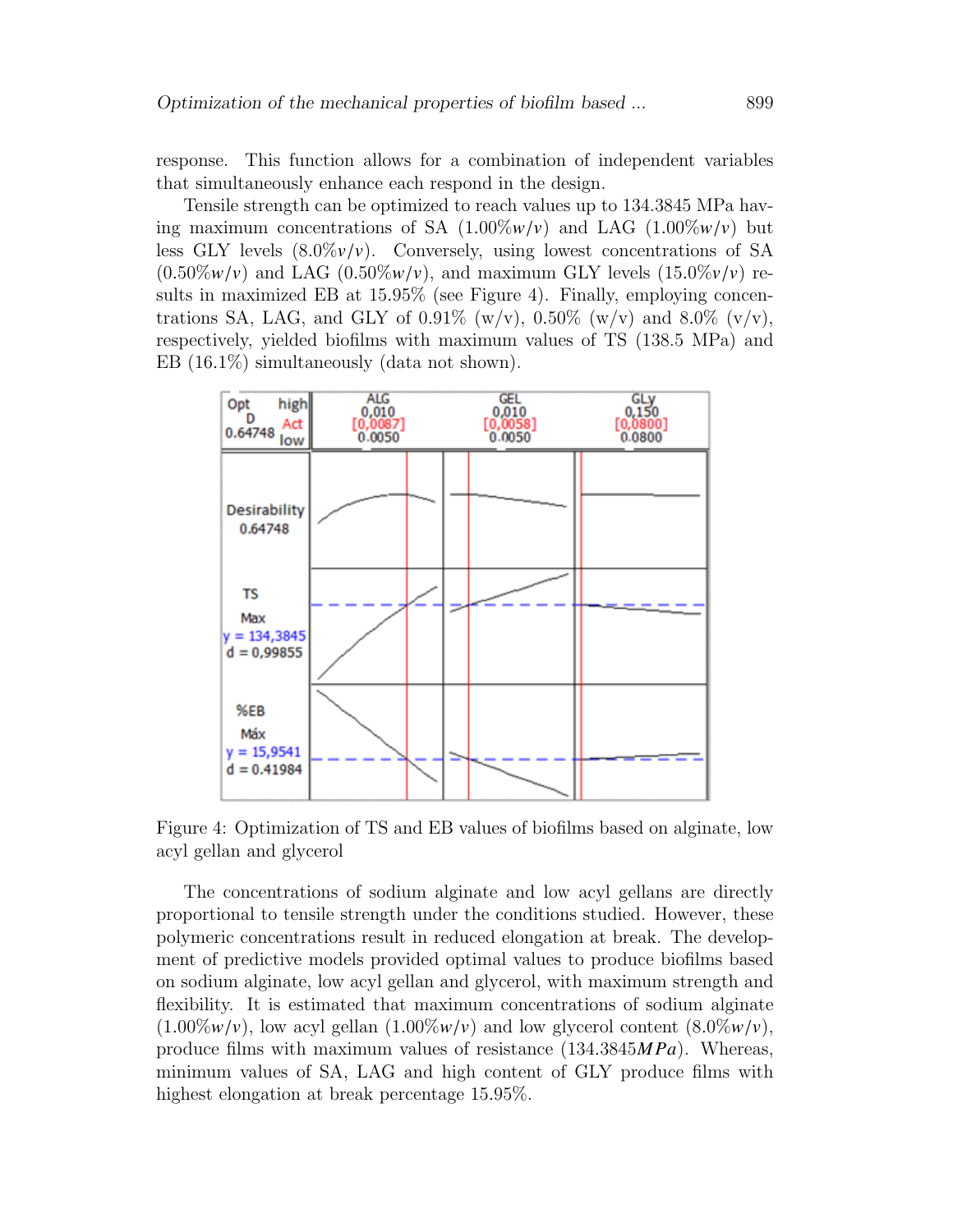response. This function allows for a combination of independent variables that simultaneously enhance each respond in the design.

Tensile strength can be optimized to reach values up to 134.3845 MPa having maximum concentrations of SA (1.00%$w/v$) and LAG (1.00%$w/v$) but less GLY levels (8.0%$v/v$). Conversely, using lowest concentrations of SA (0.50%$w/v$) and LAG (0.50%$w/v$), and maximum GLY levels (15.0%$v/v$) results in maximized EB at 15.95% (see Figure 4). Finally, employing concentrations SA, LAG, and GLY of 0.91% (w/v), 0.50% (w/v) and 8.0% (v/v), respectively, yielded biofilms with maximum values of TS (138.5 MPa) and EB (16.1%) simultaneously (data not shown).

Figure 4: Optimization of TS and EB values of biofilms based on alginate, low acyl gellan and glycerol

The concentrations of sodium alginate and low acyl gellans are directly proportional to tensile strength under the conditions studied. However, these polymeric concentrations result in reduced elongation at break. The development of predictive models provided optimal values to produce biofilms based on sodium alginate, low acyl gellan and glycerol, with maximum strength and flexibility. It is estimated that maximum concentrations of sodium alginate (1.00%$w/v$), low acyl gellan (1.00%$w/v$) and low glycerol content (8.0%$w/v$), produce films with maximum values of resistance (134.3845$MPa$). Whereas, minimum values of SA, LAG and high content of GLY produce films with highest elongation at break percentage 15.95%.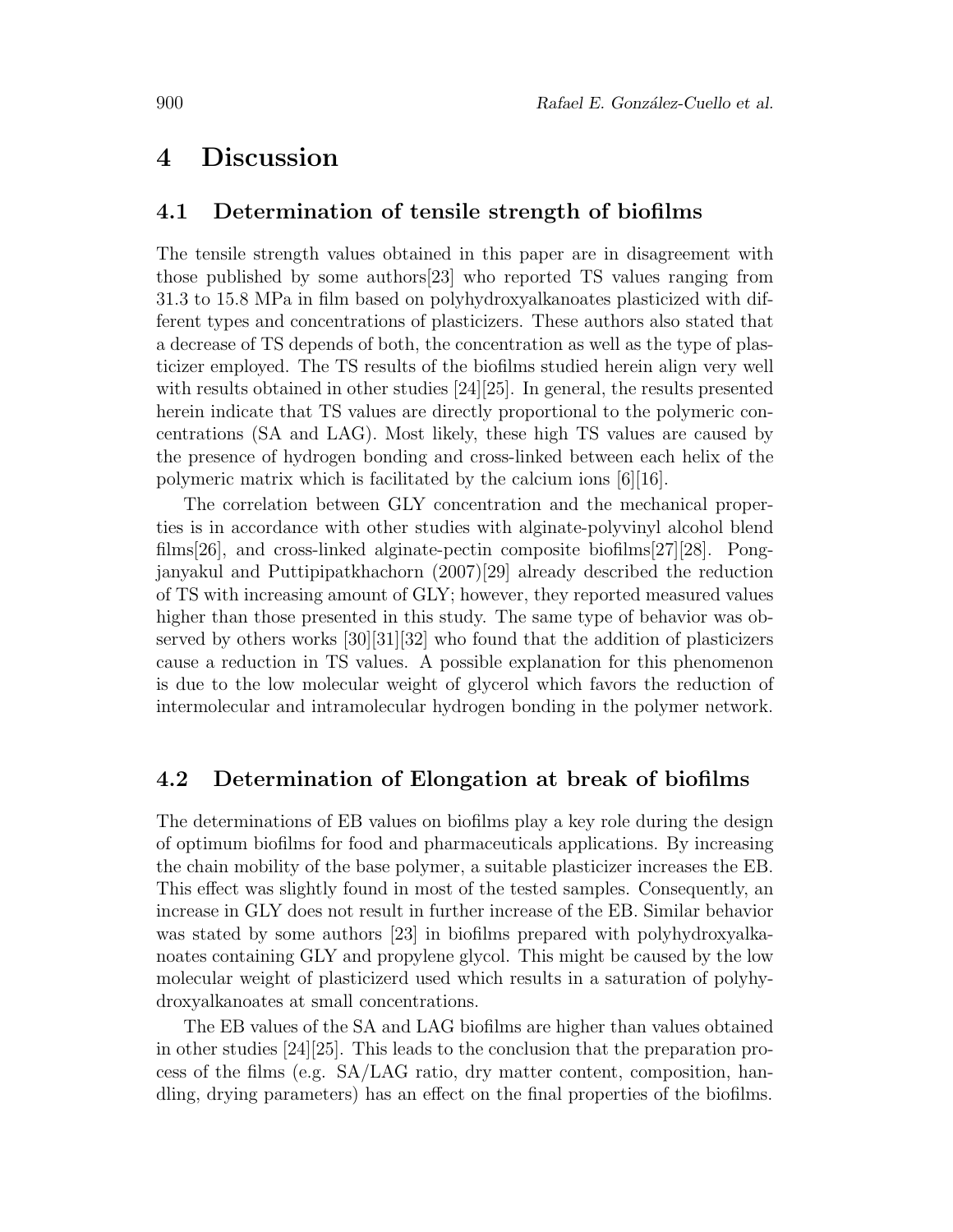# 4 Discussion

## 4.1 Determination of tensile strength of biofilms

The tensile strength values obtained in this paper are in disagreement with those published by some authors[23] who reported TS values ranging from 31.3 to 15.8 MPa in film based on polyhydroxyalkanoates plasticized with different types and concentrations of plasticizers. These authors also stated that a decrease of TS depends of both, the concentration as well as the type of plasticizer employed. The TS results of the biofilms studied herein align very well with results obtained in other studies [24][25]. In general, the results presented herein indicate that TS values are directly proportional to the polymeric concentrations (SA and LAG). Most likely, these high TS values are caused by the presence of hydrogen bonding and cross-linked between each helix of the polymeric matrix which is facilitated by the calcium ions [6][16].

The correlation between GLY concentration and the mechanical properties is in accordance with other studies with alginate-polyvinyl alcohol blend films[26], and cross-linked alginate-pectin composite biofilms[27][28]. Pongjanyakul and Puttipipatkhachorn (2007)[29] already described the reduction of TS with increasing amount of GLY; however, they reported measured values higher than those presented in this study. The same type of behavior was observed by others works [30][31][32] who found that the addition of plasticizers cause a reduction in TS values. A possible explanation for this phenomenon is due to the low molecular weight of glycerol which favors the reduction of intermolecular and intramolecular hydrogen bonding in the polymer network.

## 4.2 Determination of Elongation at break of biofilms

The determinations of EB values on biofilms play a key role during the design of optimum biofilms for food and pharmaceuticals applications. By increasing the chain mobility of the base polymer, a suitable plasticizer increases the EB. This effect was slightly found in most of the tested samples. Consequently, an increase in GLY does not result in further increase of the EB. Similar behavior was stated by some authors [23] in biofilms prepared with polyhydroxyalkanoates containing GLY and propylene glycol. This might be caused by the low molecular weight of plasticizerd used which results in a saturation of polyhydroxyalkanoates at small concentrations.

The EB values of the SA and LAG biofilms are higher than values obtained in other studies [24][25]. This leads to the conclusion that the preparation process of the films (e.g. SA/LAG ratio, dry matter content, composition, handling, drying parameters) has an effect on the final properties of the biofilms.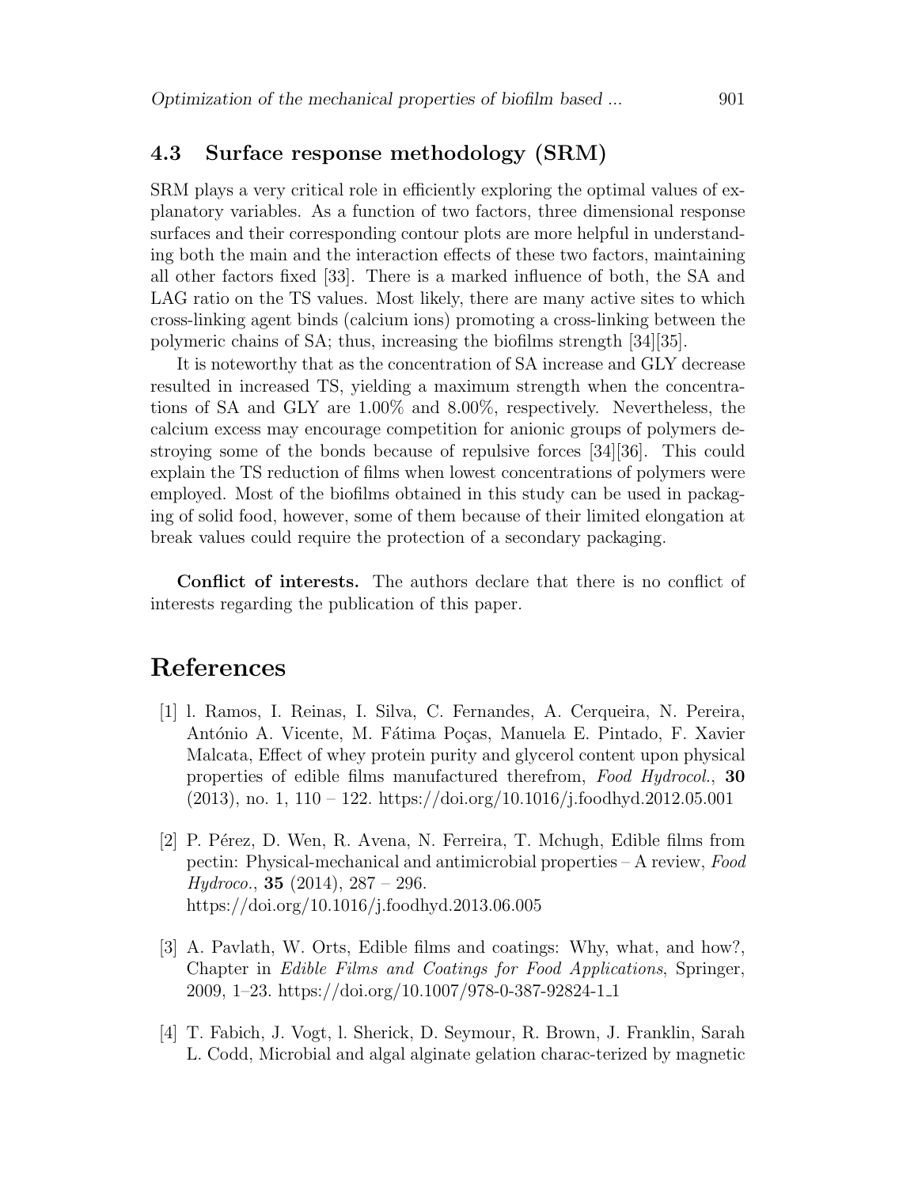### 4.3 Surface response methodology (SRM)

SRM plays a very critical role in efficiently exploring the optimal values of explanatory variables. As a function of two factors, three dimensional response surfaces and their corresponding contour plots are more helpful in understanding both the main and the interaction effects of these two factors, maintaining all other factors fixed [33]. There is a marked influence of both, the SA and LAG ratio on the TS values. Most likely, there are many active sites to which cross-linking agent binds (calcium ions) promoting a cross-linking between the polymeric chains of SA; thus, increasing the biofilms strength [34][35].

It is noteworthy that as the concentration of SA increase and GLY decrease resulted in increased TS, yielding a maximum strength when the concentrations of SA and GLY are 1.00% and 8.00%, respectively. Nevertheless, the calcium excess may encourage competition for anionic groups of polymers destroying some of the bonds because of repulsive forces [34][36]. This could explain the TS reduction of films when lowest concentrations of polymers were employed. Most of the biofilms obtained in this study can be used in packaging of solid food, however, some of them because of their limited elongation at break values could require the protection of a secondary packaging.

**Conflict of interests.** The authors declare that there is no conflict of interests regarding the publication of this paper.

# References

[1] l. Ramos, I. Reinas, I. Silva, C. Fernandes, A. Cerqueira, N. Pereira, António A. Vicente, M. Fátima Poças, Manuela E. Pintado, F. Xavier Malcata, Effect of whey protein purity and glycerol content upon physical properties of edible films manufactured therefrom, *Food Hydrocol.*, **30** (2013), no. 1, 110 – 122. https://doi.org/10.1016/j.foodhyd.2012.05.001

[2] P. Pérez, D. Wen, R. Avena, N. Ferreira, T. Mchugh, Edible films from pectin: Physical-mechanical and antimicrobial properties – A review, *Food Hydroco.*, **35** (2014), 287 – 296. https://doi.org/10.1016/j.foodhyd.2013.06.005

[3] A. Pavlath, W. Orts, Edible films and coatings: Why, what, and how?, Chapter in *Edible Films and Coatings for Food Applications*, Springer, 2009, 1–23. https://doi.org/10.1007/978-0-387-92824-1_1

[4] T. Fabich, J. Vogt, l. Sherick, D. Seymour, R. Brown, J. Franklin, Sarah L. Codd, Microbial and algal alginate gelation charac-terized by magnetic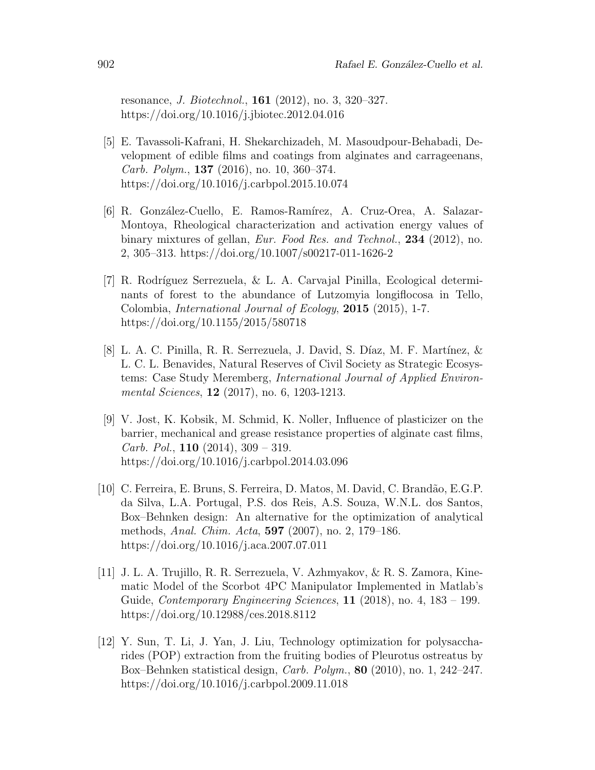resonance, *J. Biotechnol.*, **161** (2012), no. 3, 320–327. https://doi.org/10.1016/j.jbiotec.2012.04.016

[5] E. Tavassoli-Kafrani, H. Shekarchizadeh, M. Masoudpour-Behabadi, Development of edible films and coatings from alginates and carrageenans, *Carb. Polym.*, **137** (2016), no. 10, 360–374. https://doi.org/10.1016/j.carbpol.2015.10.074

[6] R. González-Cuello, E. Ramos-Ramírez, A. Cruz-Orea, A. Salazar-Montoya, Rheological characterization and activation energy values of binary mixtures of gellan, *Eur. Food Res. and Technol.*, **234** (2012), no. 2, 305–313. https://doi.org/10.1007/s00217-011-1626-2

[7] R. Rodríguez Serrezuela, & L. A. Carvajal Pinilla, Ecological determinants of forest to the abundance of Lutzomyia longiflocosa in Tello, Colombia, *International Journal of Ecology*, **2015** (2015), 1-7. https://doi.org/10.1155/2015/580718

[8] L. A. C. Pinilla, R. R. Serrezuela, J. David, S. Díaz, M. F. Martínez, & L. C. L. Benavides, Natural Reserves of Civil Society as Strategic Ecosystems: Case Study Meremberg, *International Journal of Applied Environmental Sciences*, **12** (2017), no. 6, 1203-1213.

[9] V. Jost, K. Kobsik, M. Schmid, K. Noller, Influence of plasticizer on the barrier, mechanical and grease resistance properties of alginate cast films, *Carb. Pol.*, **110** (2014), 309 – 319. https://doi.org/10.1016/j.carbpol.2014.03.096

[10] C. Ferreira, E. Bruns, S. Ferreira, D. Matos, M. David, C. Brandão, E.G.P. da Silva, L.A. Portugal, P.S. dos Reis, A.S. Souza, W.N.L. dos Santos, Box–Behnken design: An alternative for the optimization of analytical methods, *Anal. Chim. Acta*, **597** (2007), no. 2, 179–186. https://doi.org/10.1016/j.aca.2007.07.011

[11] J. L. A. Trujillo, R. R. Serrezuela, V. Azhmyakov, & R. S. Zamora, Kinematic Model of the Scorbot 4PC Manipulator Implemented in Matlab's Guide, *Contemporary Engineering Sciences*, **11** (2018), no. 4, 183 – 199. https://doi.org/10.12988/ces.2018.8112

[12] Y. Sun, T. Li, J. Yan, J. Liu, Technology optimization for polysaccharides (POP) extraction from the fruiting bodies of Pleurotus ostreatus by Box–Behnken statistical design, *Carb. Polym.*, **80** (2010), no. 1, 242–247. https://doi.org/10.1016/j.carbpol.2009.11.018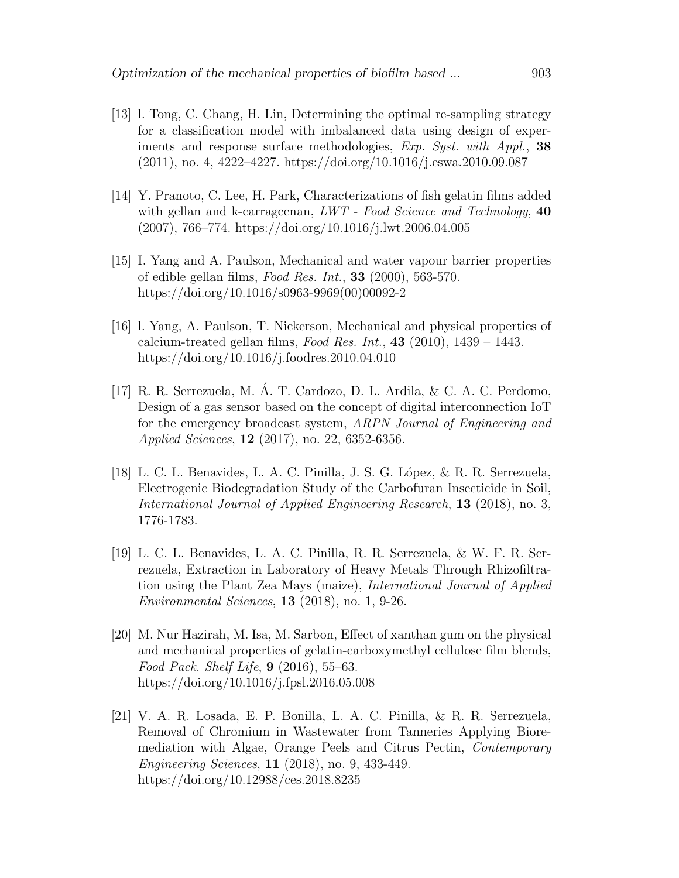[13] l. Tong, C. Chang, H. Lin, Determining the optimal re-sampling strategy for a classification model with imbalanced data using design of experiments and response surface methodologies, *Exp. Syst. with Appl.*, **38** (2011), no. 4, 4222–4227. https://doi.org/10.1016/j.eswa.2010.09.087

[14] Y. Pranoto, C. Lee, H. Park, Characterizations of fish gelatin films added with gellan and k-carrageenan, *LWT - Food Science and Technology*, **40** (2007), 766–774. https://doi.org/10.1016/j.lwt.2006.04.005

[15] I. Yang and A. Paulson, Mechanical and water vapour barrier properties of edible gellan films, *Food Res. Int.*, **33** (2000), 563-570. https://doi.org/10.1016/s0963-9969(00)00092-2

[16] l. Yang, A. Paulson, T. Nickerson, Mechanical and physical properties of calcium-treated gellan films, *Food Res. Int.*, **43** (2010), 1439 – 1443. https://doi.org/10.1016/j.foodres.2010.04.010

[17] R. R. Serrezuela, M. Á. T. Cardozo, D. L. Ardila, & C. A. C. Perdomo, Design of a gas sensor based on the concept of digital interconnection IoT for the emergency broadcast system, *ARPN Journal of Engineering and Applied Sciences*, **12** (2017), no. 22, 6352-6356.

[18] L. C. L. Benavides, L. A. C. Pinilla, J. S. G. López, & R. R. Serrezuela, Electrogenic Biodegradation Study of the Carbofuran Insecticide in Soil, *International Journal of Applied Engineering Research*, **13** (2018), no. 3, 1776-1783.

[19] L. C. L. Benavides, L. A. C. Pinilla, R. R. Serrezuela, & W. F. R. Serrezuela, Extraction in Laboratory of Heavy Metals Through Rhizofiltration using the Plant Zea Mays (maize), *International Journal of Applied Environmental Sciences*, **13** (2018), no. 1, 9-26.

[20] M. Nur Hazirah, M. Isa, M. Sarbon, Effect of xanthan gum on the physical and mechanical properties of gelatin-carboxymethyl cellulose film blends, *Food Pack. Shelf Life*, **9** (2016), 55–63. https://doi.org/10.1016/j.fpsl.2016.05.008

[21] V. A. R. Losada, E. P. Bonilla, L. A. C. Pinilla, & R. R. Serrezuela, Removal of Chromium in Wastewater from Tanneries Applying Bioremediation with Algae, Orange Peels and Citrus Pectin, *Contemporary Engineering Sciences*, **11** (2018), no. 9, 433-449. https://doi.org/10.12988/ces.2018.8235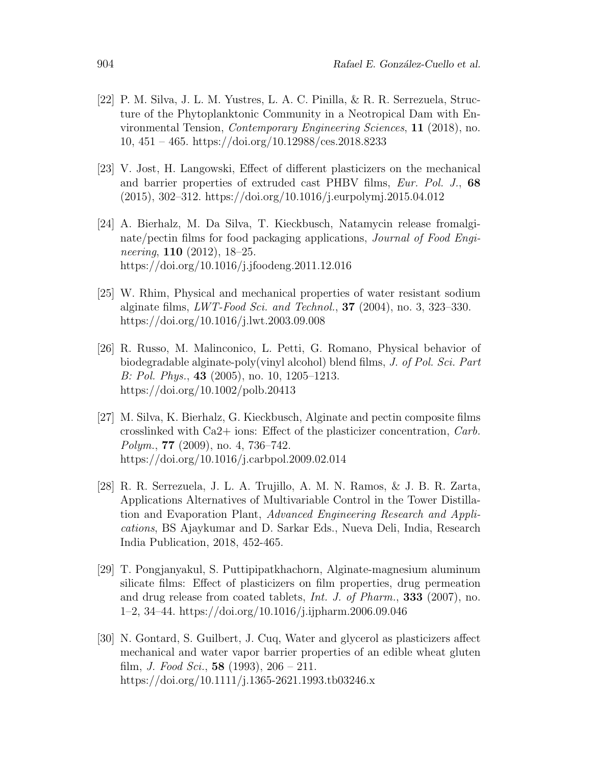[22] P. M. Silva, J. L. M. Yustres, L. A. C. Pinilla, & R. R. Serrezuela, Structure of the Phytoplanktonic Community in a Neotropical Dam with Environmental Tension, *Contemporary Engineering Sciences*, **11** (2018), no. 10, 451 – 465. https://doi.org/10.12988/ces.2018.8233

[23] V. Jost, H. Langowski, Effect of different plasticizers on the mechanical and barrier properties of extruded cast PHBV films, *Eur. Pol. J.*, **68** (2015), 302–312. https://doi.org/10.1016/j.eurpolymj.2015.04.012

[24] A. Bierhalz, M. Da Silva, T. Kieckbusch, Natamycin release fromalginate/pectin films for food packaging applications, *Journal of Food Engineering*, **110** (2012), 18–25. https://doi.org/10.1016/j.jfoodeng.2011.12.016

[25] W. Rhim, Physical and mechanical properties of water resistant sodium alginate films, *LWT-Food Sci. and Technol.*, **37** (2004), no. 3, 323–330. https://doi.org/10.1016/j.lwt.2003.09.008

[26] R. Russo, M. Malinconico, L. Petti, G. Romano, Physical behavior of biodegradable alginate-poly(vinyl alcohol) blend films, *J. of Pol. Sci. Part B: Pol. Phys.*, **43** (2005), no. 10, 1205–1213. https://doi.org/10.1002/polb.20413

[27] M. Silva, K. Bierhalz, G. Kieckbusch, Alginate and pectin composite films crosslinked with Ca2+ ions: Effect of the plasticizer concentration, *Carb. Polym.*, **77** (2009), no. 4, 736–742. https://doi.org/10.1016/j.carbpol.2009.02.014

[28] R. R. Serrezuela, J. L. A. Trujillo, A. M. N. Ramos, & J. B. R. Zarta, Applications Alternatives of Multivariable Control in the Tower Distillation and Evaporation Plant, *Advanced Engineering Research and Applications*, BS Ajaykumar and D. Sarkar Eds., Nueva Deli, India, Research India Publication, 2018, 452-465.

[29] T. Pongjanyakul, S. Puttipipatkhachorn, Alginate-magnesium aluminum silicate films: Effect of plasticizers on film properties, drug permeation and drug release from coated tablets, *Int. J. of Pharm.*, **333** (2007), no. 1–2, 34–44. https://doi.org/10.1016/j.ijpharm.2006.09.046

[30] N. Gontard, S. Guilbert, J. Cuq, Water and glycerol as plasticizers affect mechanical and water vapor barrier properties of an edible wheat gluten film, *J. Food Sci.*, **58** (1993), 206 – 211. https://doi.org/10.1111/j.1365-2621.1993.tb03246.x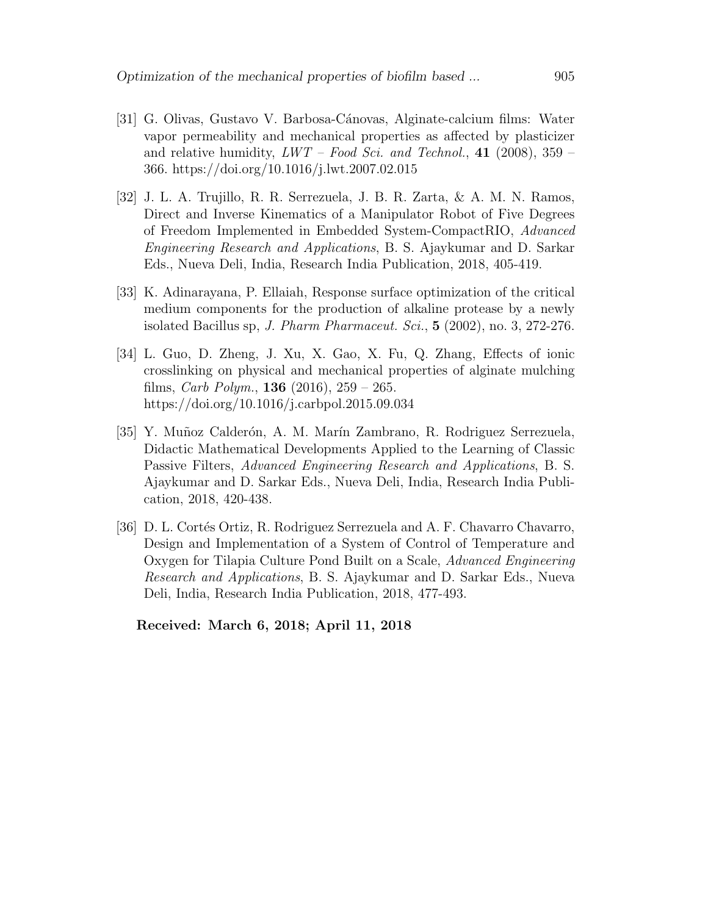[31] G. Olivas, Gustavo V. Barbosa-Cánovas, Alginate-calcium films: Water vapor permeability and mechanical properties as affected by plasticizer and relative humidity, *LWT – Food Sci. and Technol.*, **41** (2008), 359 – 366. https://doi.org/10.1016/j.lwt.2007.02.015

[32] J. L. A. Trujillo, R. R. Serrezuela, J. B. R. Zarta, & A. M. N. Ramos, Direct and Inverse Kinematics of a Manipulator Robot of Five Degrees of Freedom Implemented in Embedded System-CompactRIO, *Advanced Engineering Research and Applications*, B. S. Ajaykumar and D. Sarkar Eds., Nueva Deli, India, Research India Publication, 2018, 405-419.

[33] K. Adinarayana, P. Ellaiah, Response surface optimization of the critical medium components for the production of alkaline protease by a newly isolated Bacillus sp, *J. Pharm Pharmaceut. Sci.*, **5** (2002), no. 3, 272-276.

[34] L. Guo, D. Zheng, J. Xu, X. Gao, X. Fu, Q. Zhang, Effects of ionic crosslinking on physical and mechanical properties of alginate mulching films, *Carb Polym.*, **136** (2016), 259 – 265. https://doi.org/10.1016/j.carbpol.2015.09.034

[35] Y. Muñoz Calderón, A. M. Marín Zambrano, R. Rodriguez Serrezuela, Didactic Mathematical Developments Applied to the Learning of Classic Passive Filters, *Advanced Engineering Research and Applications*, B. S. Ajaykumar and D. Sarkar Eds., Nueva Deli, India, Research India Publication, 2018, 420-438.

[36] D. L. Cortés Ortiz, R. Rodriguez Serrezuela and A. F. Chavarro Chavarro, Design and Implementation of a System of Control of Temperature and Oxygen for Tilapia Culture Pond Built on a Scale, *Advanced Engineering Research and Applications*, B. S. Ajaykumar and D. Sarkar Eds., Nueva Deli, India, Research India Publication, 2018, 477-493.

**Received: March 6, 2018; April 11, 2018**